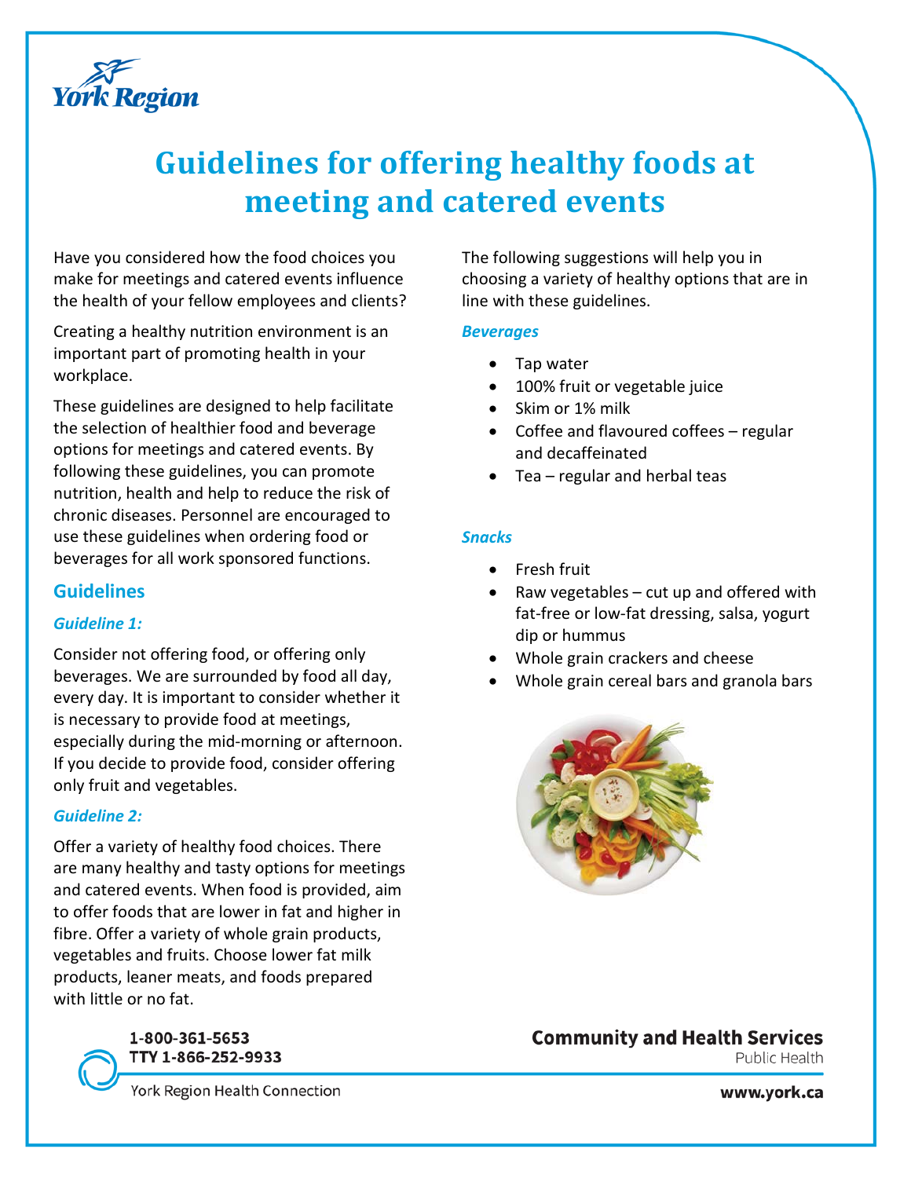# Guidelines for offering healthy foods at meeting and catered events

Have you considered how the food choices you make for meetings and catered events influence the health of your fellow employees and clients?

Creating a healthy nutrition environment is an important part of promoting health in your workplace.

These guidelines are designed to help facilitate the selection of healthier food and beverage options for meetings and catered events. By following these guidelines, you can promote nutrition, health and help to reduce the risk of chronic diseases. Personnel are encouraged to use these guidelines when ordering food or beverages for all work sponsored functions.

## Guidelines

### *Guideline 1:*

Consider not offering food, or offering only beverages. We are surrounded by food all day, every day. It is important to consider whether it is necessary to provide food at meetings, especially during the mid-morning or afternoon. If you decide to provide food, consider offering only fruit and vegetables.

### *Guideline 2:*

Offer a variety of healthy food choices. There are many healthy and tasty options for meetings and catered events. When food is provided, aim to offer foods that are lower in fat and higher in fibre. Offer a variety of whole grain products, vegetables and fruits. Choose lower fat milk products, leaner meats, and foods prepared with little or no fat.

The following suggestions will help you in choosing a variety of healthy options that are in line with these guidelines.

### *Beverages*

- Tap water
- 100% fruit or vegetable juice
- Skim or 1% milk
- Coffee and flavoured coffees – regular and decaffeinated
- Tea – regular and herbal teas

### *Snacks*

- Fresh fruit
- Raw vegetables – cut up and offered with fat-free or low-fat dressing, salsa, yogurt dip or hummus
- Whole grain crackers and cheese
- Whole grain cereal bars and granola bars

1-800-361-5653
TTY 1-866-252-9933
York Region Health Connection

**Community and Health Services**
Public Health

**www.york.ca**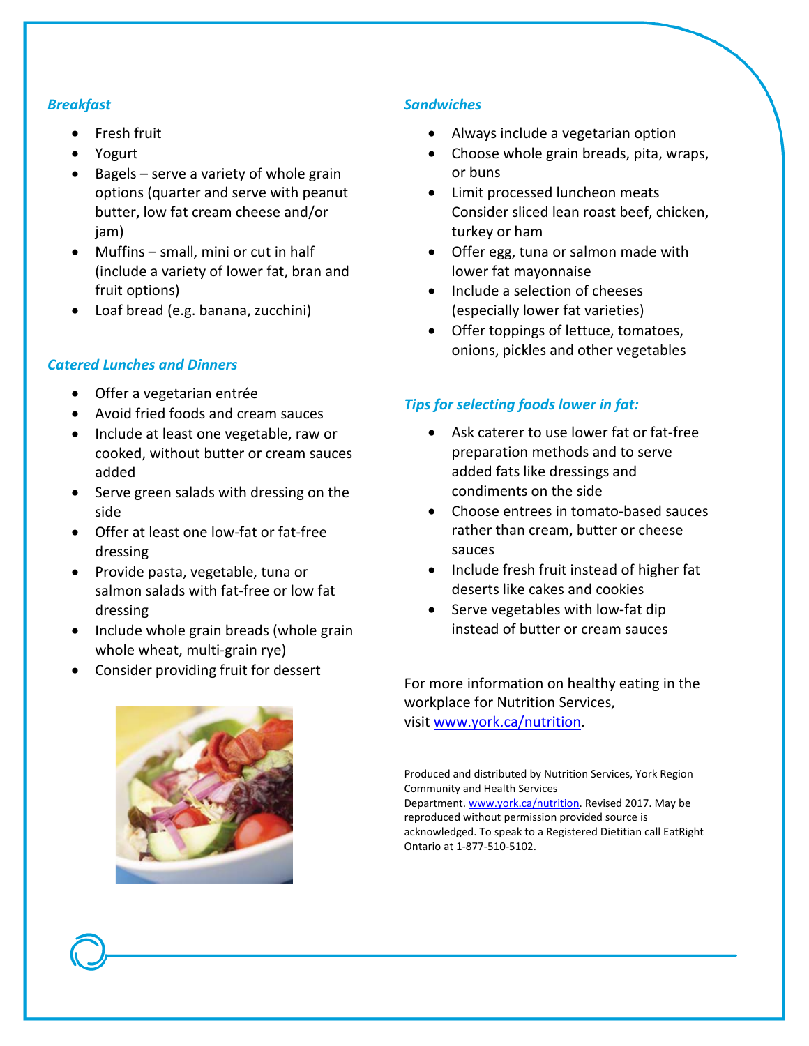### *Breakfast*

- Fresh fruit
- Yogurt
- Bagels – serve a variety of whole grain options (quarter and serve with peanut butter, low fat cream cheese and/or jam)
- Muffins – small, mini or cut in half (include a variety of lower fat, bran and fruit options)
- Loaf bread (e.g. banana, zucchini)

### *Catered Lunches and Dinners*

- Offer a vegetarian entrée
- Avoid fried foods and cream sauces
- Include at least one vegetable, raw or cooked, without butter or cream sauces added
- Serve green salads with dressing on the side
- Offer at least one low-fat or fat-free dressing
- Provide pasta, vegetable, tuna or salmon salads with fat-free or low fat dressing
- Include whole grain breads (whole grain whole wheat, multi-grain rye)
- Consider providing fruit for dessert

### *Sandwiches*

- Always include a vegetarian option
- Choose whole grain breads, pita, wraps, or buns
- Limit processed luncheon meats Consider sliced lean roast beef, chicken, turkey or ham
- Offer egg, tuna or salmon made with lower fat mayonnaise
- Include a selection of cheeses (especially lower fat varieties)
- Offer toppings of lettuce, tomatoes, onions, pickles and other vegetables

### *Tips for selecting foods lower in fat:*

- Ask caterer to use lower fat or fat-free preparation methods and to serve added fats like dressings and condiments on the side
- Choose entrees in tomato-based sauces rather than cream, butter or cheese sauces
- Include fresh fruit instead of higher fat deserts like cakes and cookies
- Serve vegetables with low-fat dip instead of butter or cream sauces

For more information on healthy eating in the workplace for Nutrition Services, visit www.york.ca/nutrition.

Produced and distributed by Nutrition Services, York Region Community and Health Services Department. www.york.ca/nutrition. Revised 2017. May be reproduced without permission provided source is acknowledged. To speak to a Registered Dietitian call EatRight Ontario at 1-877-510-5102.